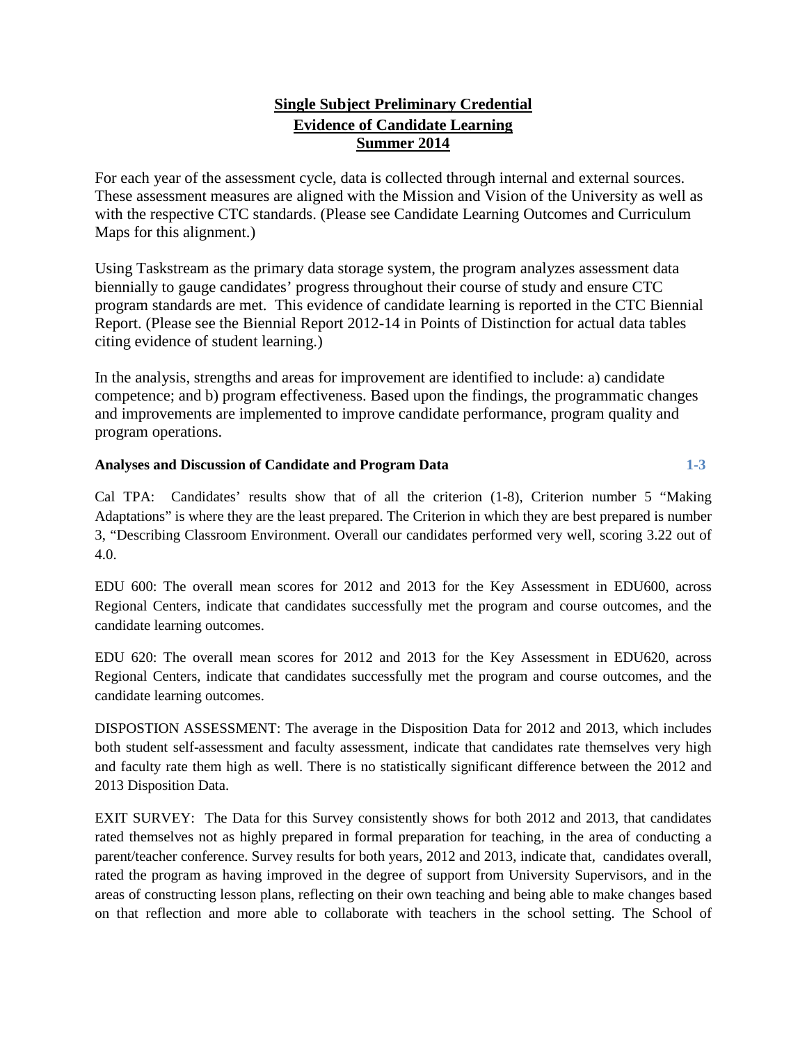# Single Subject Preliminary Credential
## Evidence of Candidate Learning
## Summer 2014

For each year of the assessment cycle, data is collected through internal and external sources. These assessment measures are aligned with the Mission and Vision of the University as well as with the respective CTC standards. (Please see Candidate Learning Outcomes and Curriculum Maps for this alignment.)

Using Taskstream as the primary data storage system, the program analyzes assessment data biennially to gauge candidates' progress throughout their course of study and ensure CTC program standards are met. This evidence of candidate learning is reported in the CTC Biennial Report. (Please see the Biennial Report 2012-14 in Points of Distinction for actual data tables citing evidence of student learning.)

In the analysis, strengths and areas for improvement are identified to include: a) candidate competence; and b) program effectiveness. Based upon the findings, the programmatic changes and improvements are implemented to improve candidate performance, program quality and program operations.

**Analyses and Discussion of Candidate and Program Data** **1-3**

Cal TPA: Candidates' results show that of all the criterion (1-8), Criterion number 5 "Making Adaptations" is where they are the least prepared. The Criterion in which they are best prepared is number 3, "Describing Classroom Environment. Overall our candidates performed very well, scoring 3.22 out of 4.0.

EDU 600: The overall mean scores for 2012 and 2013 for the Key Assessment in EDU600, across Regional Centers, indicate that candidates successfully met the program and course outcomes, and the candidate learning outcomes.

EDU 620: The overall mean scores for 2012 and 2013 for the Key Assessment in EDU620, across Regional Centers, indicate that candidates successfully met the program and course outcomes, and the candidate learning outcomes.

DISPOSTION ASSESSMENT: The average in the Disposition Data for 2012 and 2013, which includes both student self-assessment and faculty assessment, indicate that candidates rate themselves very high and faculty rate them high as well. There is no statistically significant difference between the 2012 and 2013 Disposition Data.

EXIT SURVEY: The Data for this Survey consistently shows for both 2012 and 2013, that candidates rated themselves not as highly prepared in formal preparation for teaching, in the area of conducting a parent/teacher conference. Survey results for both years, 2012 and 2013, indicate that, candidates overall, rated the program as having improved in the degree of support from University Supervisors, and in the areas of constructing lesson plans, reflecting on their own teaching and being able to make changes based on that reflection and more able to collaborate with teachers in the school setting. The School of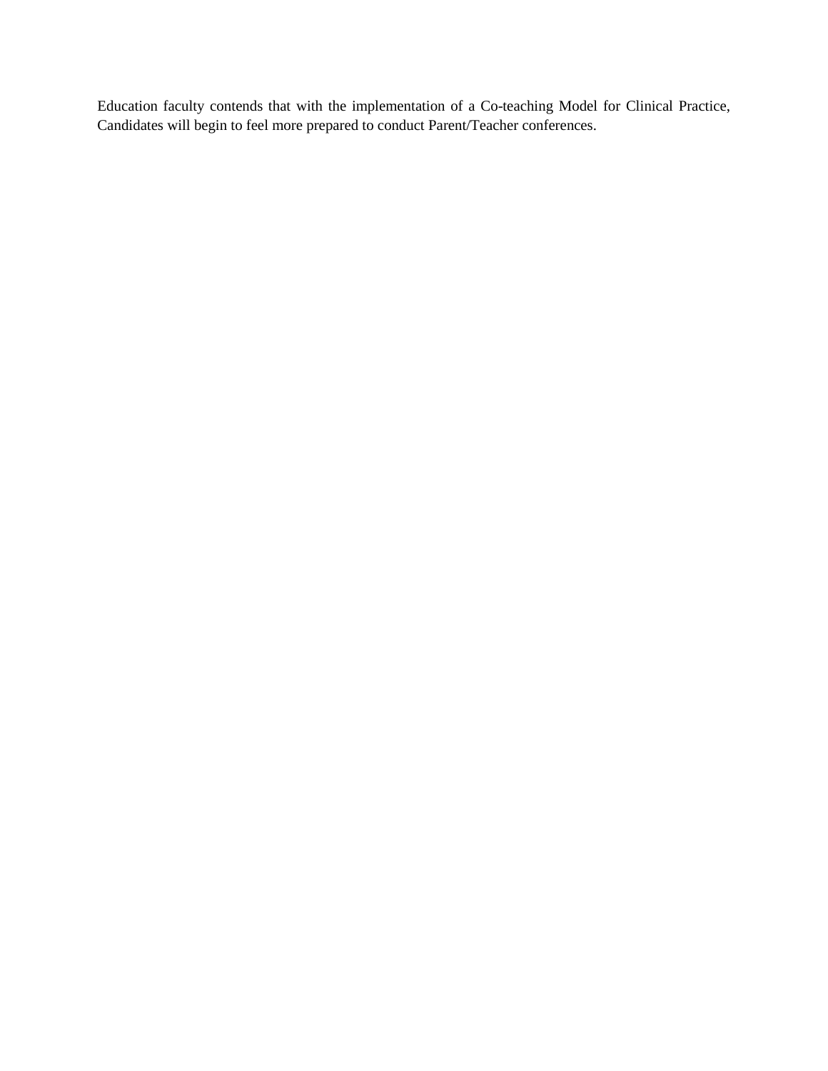Education faculty contends that with the implementation of a Co-teaching Model for Clinical Practice, Candidates will begin to feel more prepared to conduct Parent/Teacher conferences.